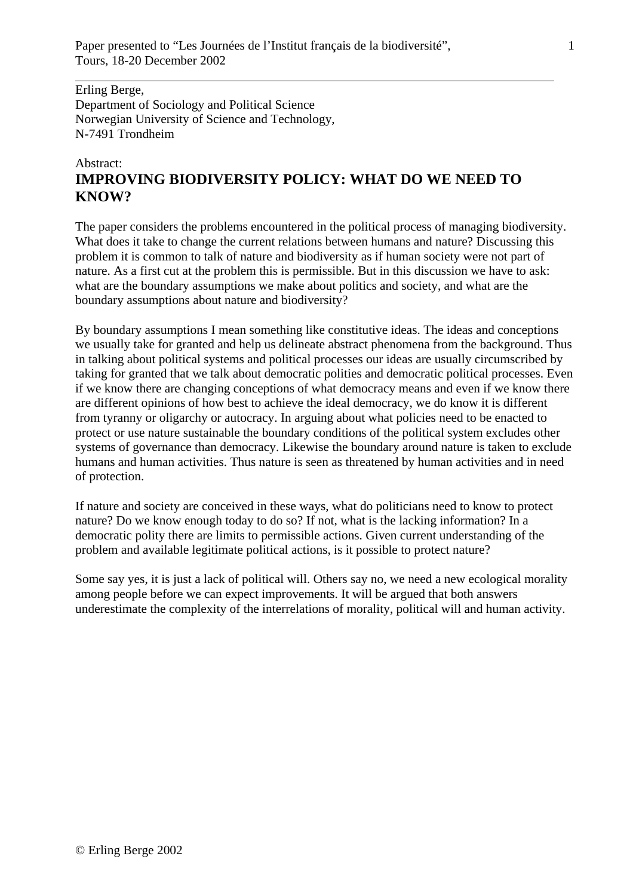Paper presented to "Les Journées de l'Institut français de la biodiversité", Tours, 18-20 December 2002

---

Erling Berge,
Department of Sociology and Political Science
Norwegian University of Science and Technology,
N-7491 Trondheim

Abstract:

# IMPROVING BIODIVERSITY POLICY: WHAT DO WE NEED TO KNOW?

The paper considers the problems encountered in the political process of managing biodiversity. What does it take to change the current relations between humans and nature? Discussing this problem it is common to talk of nature and biodiversity as if human society were not part of nature. As a first cut at the problem this is permissible. But in this discussion we have to ask: what are the boundary assumptions we make about politics and society, and what are the boundary assumptions about nature and biodiversity?

By boundary assumptions I mean something like constitutive ideas. The ideas and conceptions we usually take for granted and help us delineate abstract phenomena from the background. Thus in talking about political systems and political processes our ideas are usually circumscribed by taking for granted that we talk about democratic polities and democratic political processes. Even if we know there are changing conceptions of what democracy means and even if we know there are different opinions of how best to achieve the ideal democracy, we do know it is different from tyranny or oligarchy or autocracy. In arguing about what policies need to be enacted to protect or use nature sustainable the boundary conditions of the political system excludes other systems of governance than democracy. Likewise the boundary around nature is taken to exclude humans and human activities. Thus nature is seen as threatened by human activities and in need of protection.

If nature and society are conceived in these ways, what do politicians need to know to protect nature? Do we know enough today to do so? If not, what is the lacking information? In a democratic polity there are limits to permissible actions. Given current understanding of the problem and available legitimate political actions, is it possible to protect nature?

Some say yes, it is just a lack of political will. Others say no, we need a new ecological morality among people before we can expect improvements. It will be argued that both answers underestimate the complexity of the interrelations of morality, political will and human activity.

© Erling Berge 2002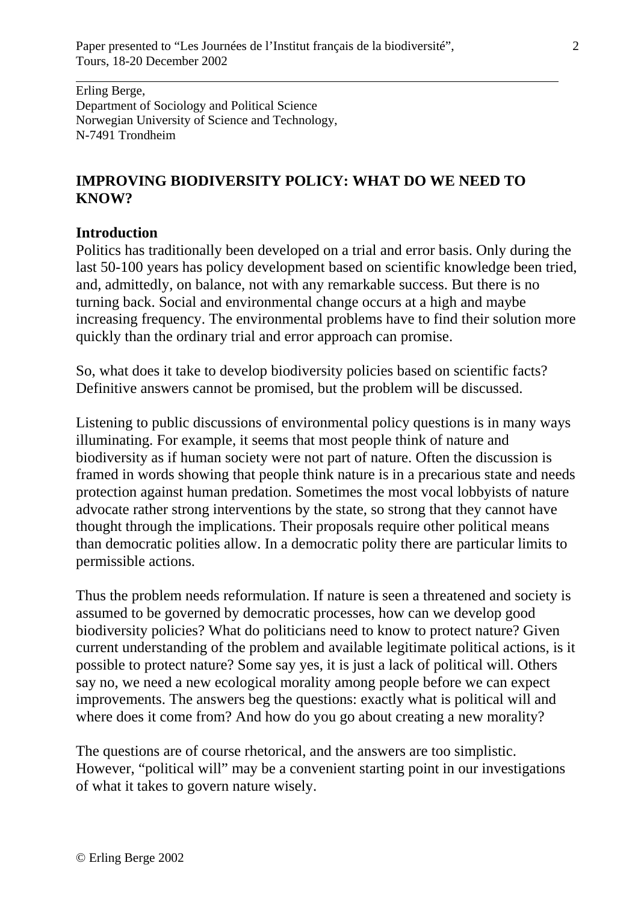Erling Berge,
Department of Sociology and Political Science
Norwegian University of Science and Technology,
N-7491 Trondheim

# IMPROVING BIODIVERSITY POLICY: WHAT DO WE NEED TO KNOW?

## Introduction

Politics has traditionally been developed on a trial and error basis. Only during the last 50-100 years has policy development based on scientific knowledge been tried, and, admittedly, on balance, not with any remarkable success. But there is no turning back. Social and environmental change occurs at a high and maybe increasing frequency. The environmental problems have to find their solution more quickly than the ordinary trial and error approach can promise.

So, what does it take to develop biodiversity policies based on scientific facts? Definitive answers cannot be promised, but the problem will be discussed.

Listening to public discussions of environmental policy questions is in many ways illuminating. For example, it seems that most people think of nature and biodiversity as if human society were not part of nature. Often the discussion is framed in words showing that people think nature is in a precarious state and needs protection against human predation. Sometimes the most vocal lobbyists of nature advocate rather strong interventions by the state, so strong that they cannot have thought through the implications. Their proposals require other political means than democratic polities allow. In a democratic polity there are particular limits to permissible actions.

Thus the problem needs reformulation. If nature is seen a threatened and society is assumed to be governed by democratic processes, how can we develop good biodiversity policies? What do politicians need to know to protect nature? Given current understanding of the problem and available legitimate political actions, is it possible to protect nature? Some say yes, it is just a lack of political will. Others say no, we need a new ecological morality among people before we can expect improvements. The answers beg the questions: exactly what is political will and where does it come from? And how do you go about creating a new morality?

The questions are of course rhetorical, and the answers are too simplistic. However, "political will" may be a convenient starting point in our investigations of what it takes to govern nature wisely.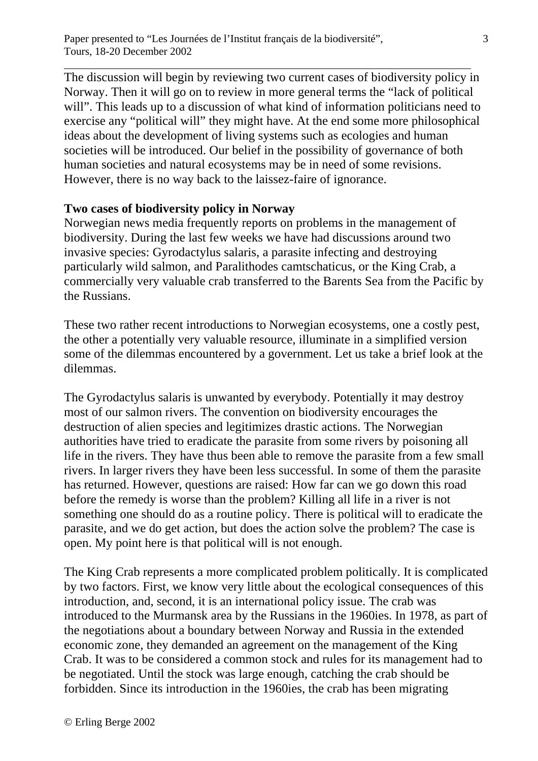The discussion will begin by reviewing two current cases of biodiversity policy in Norway. Then it will go on to review in more general terms the "lack of political will". This leads up to a discussion of what kind of information politicians need to exercise any "political will" they might have. At the end some more philosophical ideas about the development of living systems such as ecologies and human societies will be introduced. Our belief in the possibility of governance of both human societies and natural ecosystems may be in need of some revisions. However, there is no way back to the laissez-faire of ignorance.

**Two cases of biodiversity policy in Norway**

Norwegian news media frequently reports on problems in the management of biodiversity. During the last few weeks we have had discussions around two invasive species: Gyrodactylus salaris, a parasite infecting and destroying particularly wild salmon, and Paralithodes camtschaticus, or the King Crab, a commercially very valuable crab transferred to the Barents Sea from the Pacific by the Russians.

These two rather recent introductions to Norwegian ecosystems, one a costly pest, the other a potentially very valuable resource, illuminate in a simplified version some of the dilemmas encountered by a government. Let us take a brief look at the dilemmas.

The Gyrodactylus salaris is unwanted by everybody. Potentially it may destroy most of our salmon rivers. The convention on biodiversity encourages the destruction of alien species and legitimizes drastic actions. The Norwegian authorities have tried to eradicate the parasite from some rivers by poisoning all life in the rivers. They have thus been able to remove the parasite from a few small rivers. In larger rivers they have been less successful. In some of them the parasite has returned. However, questions are raised: How far can we go down this road before the remedy is worse than the problem? Killing all life in a river is not something one should do as a routine policy. There is political will to eradicate the parasite, and we do get action, but does the action solve the problem? The case is open. My point here is that political will is not enough.

The King Crab represents a more complicated problem politically. It is complicated by two factors. First, we know very little about the ecological consequences of this introduction, and, second, it is an international policy issue. The crab was introduced to the Murmansk area by the Russians in the 1960ies. In 1978, as part of the negotiations about a boundary between Norway and Russia in the extended economic zone, they demanded an agreement on the management of the King Crab. It was to be considered a common stock and rules for its management had to be negotiated. Until the stock was large enough, catching the crab should be forbidden. Since its introduction in the 1960ies, the crab has been migrating

© Erling Berge 2002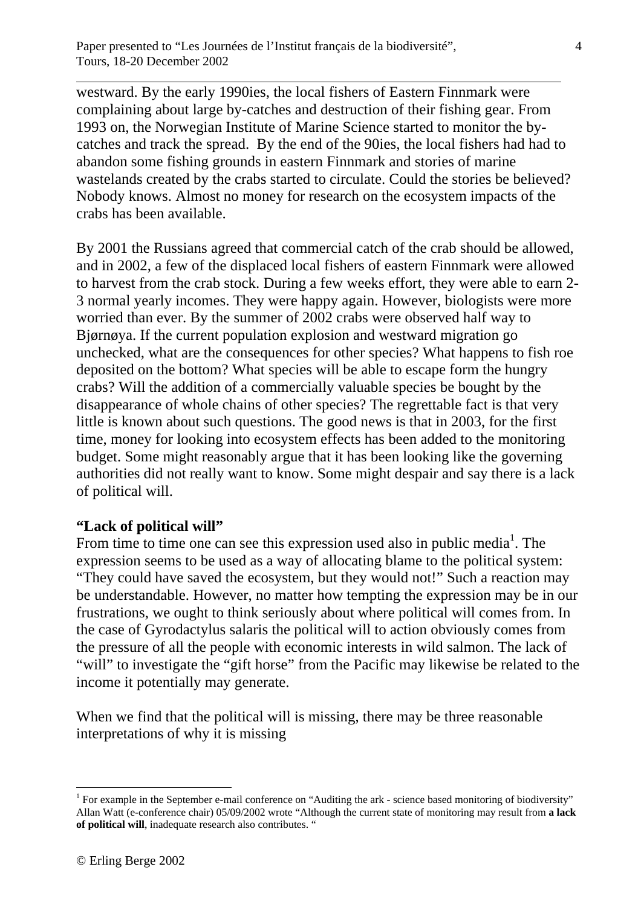westward. By the early 1990ies, the local fishers of Eastern Finnmark were complaining about large by-catches and destruction of their fishing gear. From 1993 on, the Norwegian Institute of Marine Science started to monitor the by-catches and track the spread. By the end of the 90ies, the local fishers had had to abandon some fishing grounds in eastern Finnmark and stories of marine wastelands created by the crabs started to circulate. Could the stories be believed? Nobody knows. Almost no money for research on the ecosystem impacts of the crabs has been available.

By 2001 the Russians agreed that commercial catch of the crab should be allowed, and in 2002, a few of the displaced local fishers of eastern Finnmark were allowed to harvest from the crab stock. During a few weeks effort, they were able to earn 2-3 normal yearly incomes. They were happy again. However, biologists were more worried than ever. By the summer of 2002 crabs were observed half way to Bjørnøya. If the current population explosion and westward migration go unchecked, what are the consequences for other species? What happens to fish roe deposited on the bottom? What species will be able to escape form the hungry crabs? Will the addition of a commercially valuable species be bought by the disappearance of whole chains of other species? The regrettable fact is that very little is known about such questions. The good news is that in 2003, for the first time, money for looking into ecosystem effects has been added to the monitoring budget. Some might reasonably argue that it has been looking like the governing authorities did not really want to know. Some might despair and say there is a lack of political will.

**"Lack of political will"**

From time to time one can see this expression used also in public media[1]. The expression seems to be used as a way of allocating blame to the political system: "They could have saved the ecosystem, but they would not!" Such a reaction may be understandable. However, no matter how tempting the expression may be in our frustrations, we ought to think seriously about where political will comes from. In the case of Gyrodactylus salaris the political will to action obviously comes from the pressure of all the people with economic interests in wild salmon. The lack of "will" to investigate the "gift horse" from the Pacific may likewise be related to the income it potentially may generate.

When we find that the political will is missing, there may be three reasonable interpretations of why it is missing

[1] For example in the September e-mail conference on "Auditing the ark - science based monitoring of biodiversity" Allan Watt (e-conference chair) 05/09/2002 wrote "Although the current state of monitoring may result from **a lack of political will**, inadequate research also contributes. "

© Erling Berge 2002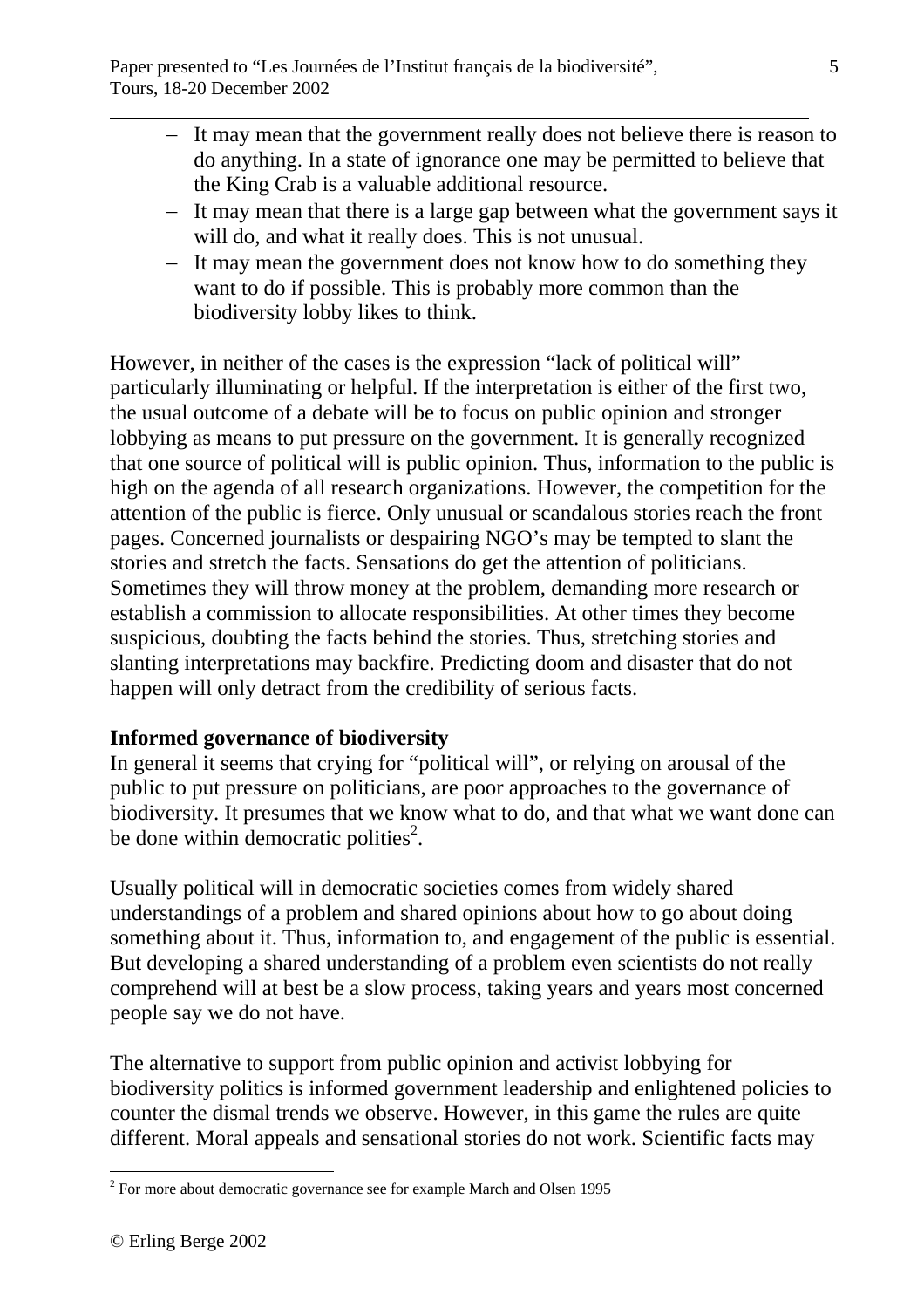- It may mean that the government really does not believe there is reason to do anything. In a state of ignorance one may be permitted to believe that the King Crab is a valuable additional resource.
- It may mean that there is a large gap between what the government says it will do, and what it really does. This is not unusual.
- It may mean the government does not know how to do something they want to do if possible. This is probably more common than the biodiversity lobby likes to think.

However, in neither of the cases is the expression "lack of political will" particularly illuminating or helpful. If the interpretation is either of the first two, the usual outcome of a debate will be to focus on public opinion and stronger lobbying as means to put pressure on the government. It is generally recognized that one source of political will is public opinion. Thus, information to the public is high on the agenda of all research organizations. However, the competition for the attention of the public is fierce. Only unusual or scandalous stories reach the front pages. Concerned journalists or despairing NGO's may be tempted to slant the stories and stretch the facts. Sensations do get the attention of politicians. Sometimes they will throw money at the problem, demanding more research or establish a commission to allocate responsibilities. At other times they become suspicious, doubting the facts behind the stories. Thus, stretching stories and slanting interpretations may backfire. Predicting doom and disaster that do not happen will only detract from the credibility of serious facts.

**Informed governance of biodiversity**

In general it seems that crying for "political will", or relying on arousal of the public to put pressure on politicians, are poor approaches to the governance of biodiversity. It presumes that we know what to do, and that what we want done can be done within democratic polities[2].

Usually political will in democratic societies comes from widely shared understandings of a problem and shared opinions about how to go about doing something about it. Thus, information to, and engagement of the public is essential. But developing a shared understanding of a problem even scientists do not really comprehend will at best be a slow process, taking years and years most concerned people say we do not have.

The alternative to support from public opinion and activist lobbying for biodiversity politics is informed government leadership and enlightened policies to counter the dismal trends we observe. However, in this game the rules are quite different. Moral appeals and sensational stories do not work. Scientific facts may

[2] For more about democratic governance see for example March and Olsen 1995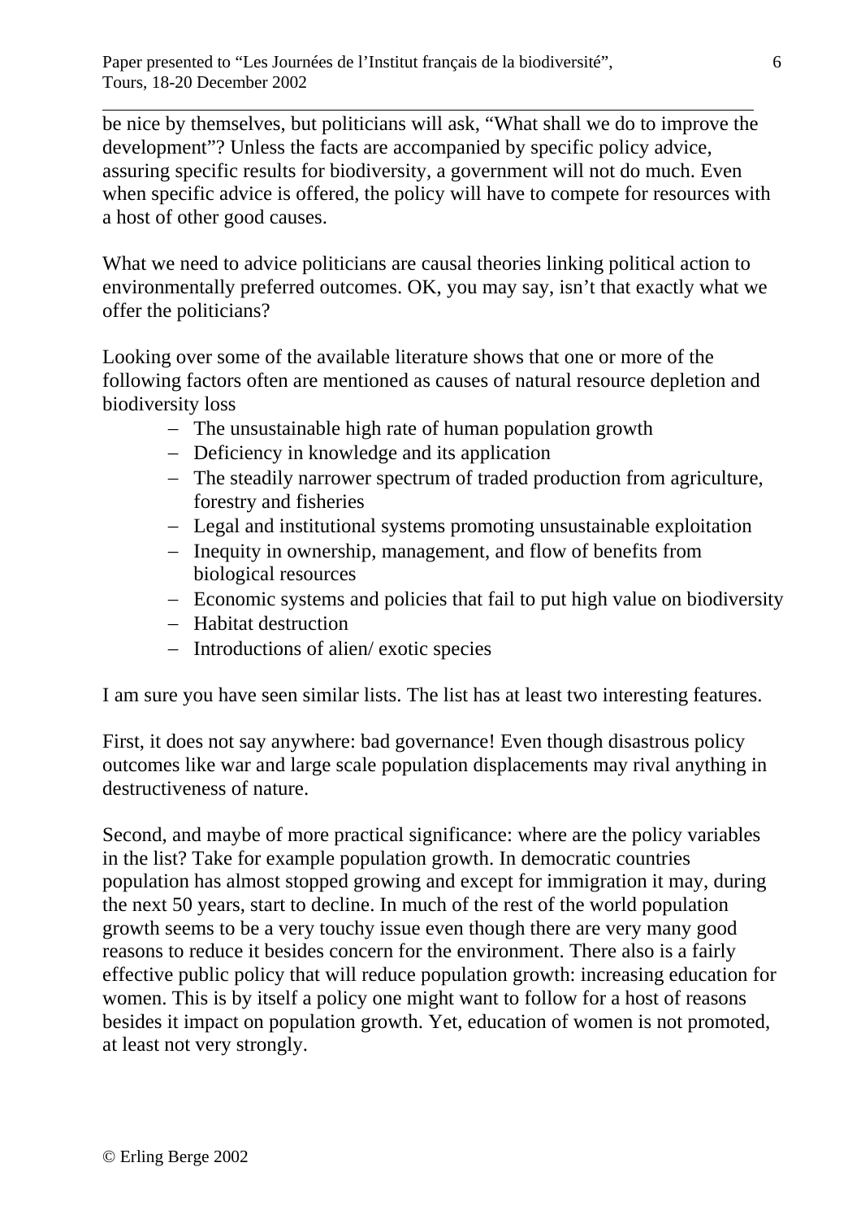be nice by themselves, but politicians will ask, "What shall we do to improve the development"? Unless the facts are accompanied by specific policy advice, assuring specific results for biodiversity, a government will not do much. Even when specific advice is offered, the policy will have to compete for resources with a host of other good causes.

What we need to advice politicians are causal theories linking political action to environmentally preferred outcomes. OK, you may say, isn't that exactly what we offer the politicians?

Looking over some of the available literature shows that one or more of the following factors often are mentioned as causes of natural resource depletion and biodiversity loss

- The unsustainable high rate of human population growth
- Deficiency in knowledge and its application
- The steadily narrower spectrum of traded production from agriculture, forestry and fisheries
- Legal and institutional systems promoting unsustainable exploitation
- Inequity in ownership, management, and flow of benefits from biological resources
- Economic systems and policies that fail to put high value on biodiversity
- Habitat destruction
- Introductions of alien/ exotic species

I am sure you have seen similar lists. The list has at least two interesting features.

First, it does not say anywhere: bad governance! Even though disastrous policy outcomes like war and large scale population displacements may rival anything in destructiveness of nature.

Second, and maybe of more practical significance: where are the policy variables in the list? Take for example population growth. In democratic countries population has almost stopped growing and except for immigration it may, during the next 50 years, start to decline. In much of the rest of the world population growth seems to be a very touchy issue even though there are very many good reasons to reduce it besides concern for the environment. There also is a fairly effective public policy that will reduce population growth: increasing education for women. This is by itself a policy one might want to follow for a host of reasons besides it impact on population growth. Yet, education of women is not promoted, at least not very strongly.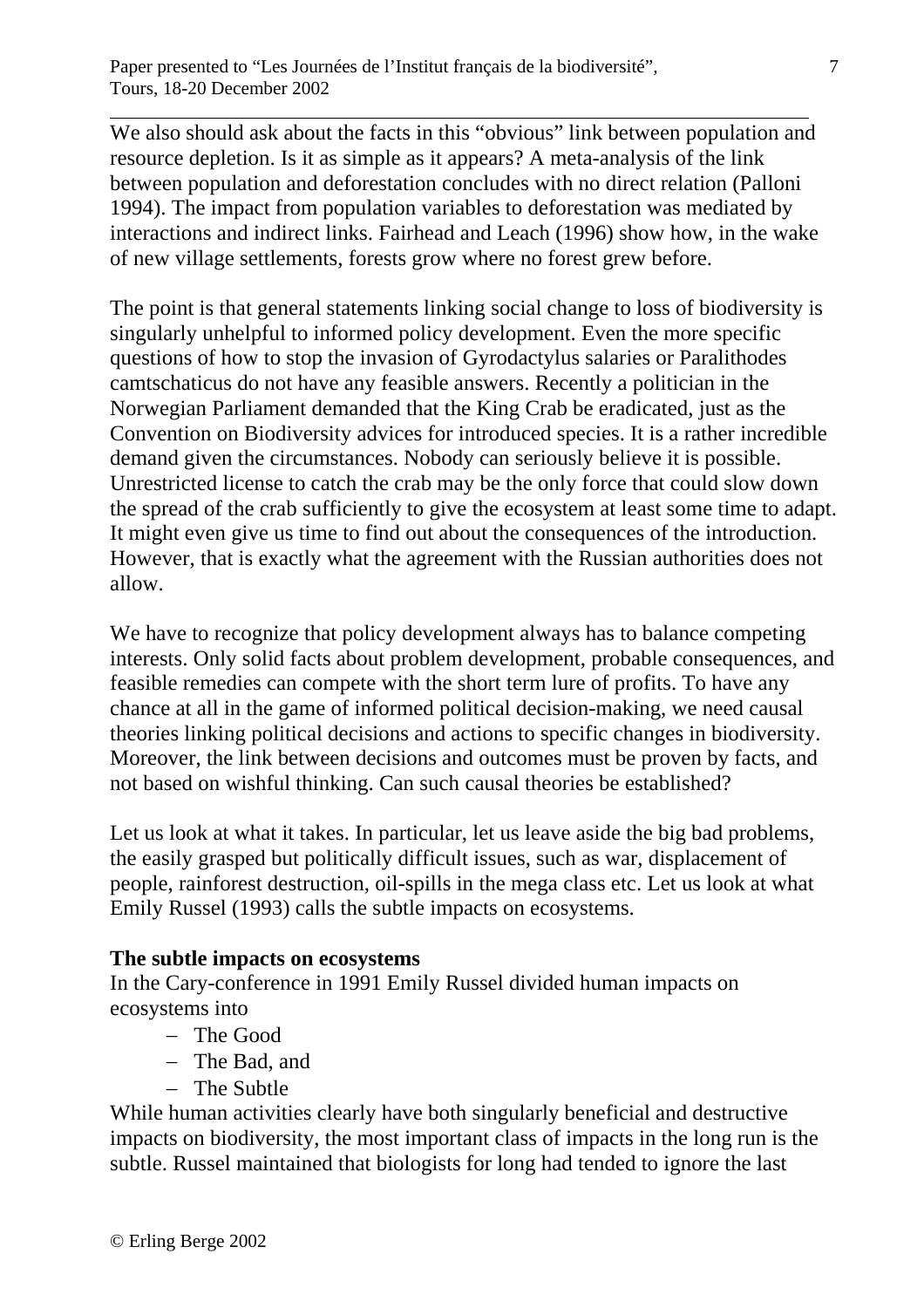We also should ask about the facts in this "obvious" link between population and resource depletion. Is it as simple as it appears? A meta-analysis of the link between population and deforestation concludes with no direct relation (Palloni 1994). The impact from population variables to deforestation was mediated by interactions and indirect links. Fairhead and Leach (1996) show how, in the wake of new village settlements, forests grow where no forest grew before.

The point is that general statements linking social change to loss of biodiversity is singularly unhelpful to informed policy development. Even the more specific questions of how to stop the invasion of Gyrodactylus salaries or Paralithodes camtschaticus do not have any feasible answers. Recently a politician in the Norwegian Parliament demanded that the King Crab be eradicated, just as the Convention on Biodiversity advices for introduced species. It is a rather incredible demand given the circumstances. Nobody can seriously believe it is possible. Unrestricted license to catch the crab may be the only force that could slow down the spread of the crab sufficiently to give the ecosystem at least some time to adapt. It might even give us time to find out about the consequences of the introduction. However, that is exactly what the agreement with the Russian authorities does not allow.

We have to recognize that policy development always has to balance competing interests. Only solid facts about problem development, probable consequences, and feasible remedies can compete with the short term lure of profits. To have any chance at all in the game of informed political decision-making, we need causal theories linking political decisions and actions to specific changes in biodiversity. Moreover, the link between decisions and outcomes must be proven by facts, and not based on wishful thinking. Can such causal theories be established?

Let us look at what it takes. In particular, let us leave aside the big bad problems, the easily grasped but politically difficult issues, such as war, displacement of people, rainforest destruction, oil-spills in the mega class etc. Let us look at what Emily Russel (1993) calls the subtle impacts on ecosystems.

**The subtle impacts on ecosystems**

In the Cary-conference in 1991 Emily Russel divided human impacts on ecosystems into

- The Good
- The Bad, and
- The Subtle

While human activities clearly have both singularly beneficial and destructive impacts on biodiversity, the most important class of impacts in the long run is the subtle. Russel maintained that biologists for long had tended to ignore the last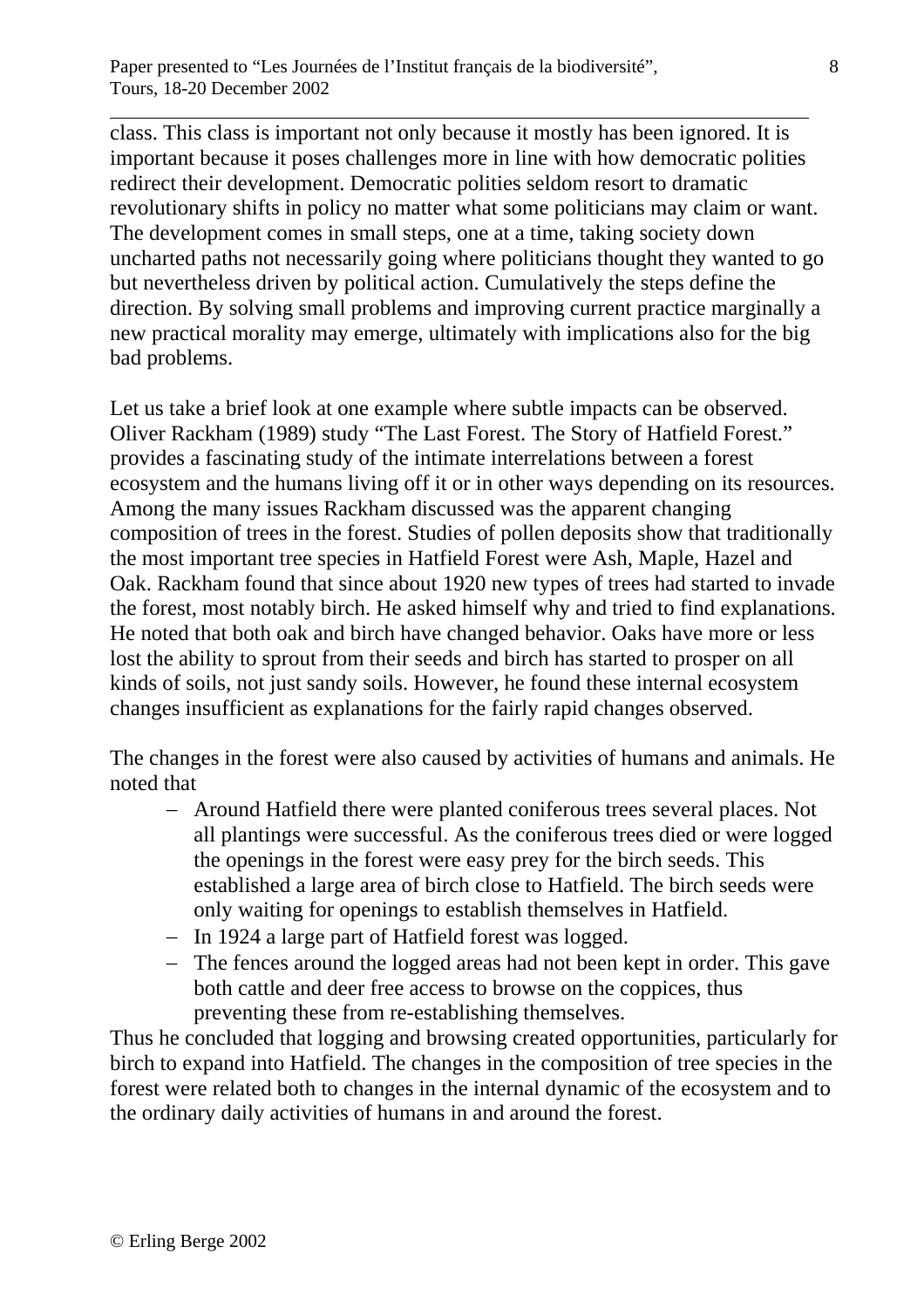class. This class is important not only because it mostly has been ignored. It is important because it poses challenges more in line with how democratic polities redirect their development. Democratic polities seldom resort to dramatic revolutionary shifts in policy no matter what some politicians may claim or want. The development comes in small steps, one at a time, taking society down uncharted paths not necessarily going where politicians thought they wanted to go but nevertheless driven by political action. Cumulatively the steps define the direction. By solving small problems and improving current practice marginally a new practical morality may emerge, ultimately with implications also for the big bad problems.

Let us take a brief look at one example where subtle impacts can be observed. Oliver Rackham (1989) study "The Last Forest. The Story of Hatfield Forest." provides a fascinating study of the intimate interrelations between a forest ecosystem and the humans living off it or in other ways depending on its resources. Among the many issues Rackham discussed was the apparent changing composition of trees in the forest. Studies of pollen deposits show that traditionally the most important tree species in Hatfield Forest were Ash, Maple, Hazel and Oak. Rackham found that since about 1920 new types of trees had started to invade the forest, most notably birch. He asked himself why and tried to find explanations. He noted that both oak and birch have changed behavior. Oaks have more or less lost the ability to sprout from their seeds and birch has started to prosper on all kinds of soils, not just sandy soils. However, he found these internal ecosystem changes insufficient as explanations for the fairly rapid changes observed.

The changes in the forest were also caused by activities of humans and animals. He noted that

- Around Hatfield there were planted coniferous trees several places. Not all plantings were successful. As the coniferous trees died or were logged the openings in the forest were easy prey for the birch seeds. This established a large area of birch close to Hatfield. The birch seeds were only waiting for openings to establish themselves in Hatfield.
- In 1924 a large part of Hatfield forest was logged.
- The fences around the logged areas had not been kept in order. This gave both cattle and deer free access to browse on the coppices, thus preventing these from re-establishing themselves.

Thus he concluded that logging and browsing created opportunities, particularly for birch to expand into Hatfield. The changes in the composition of tree species in the forest were related both to changes in the internal dynamic of the ecosystem and to the ordinary daily activities of humans in and around the forest.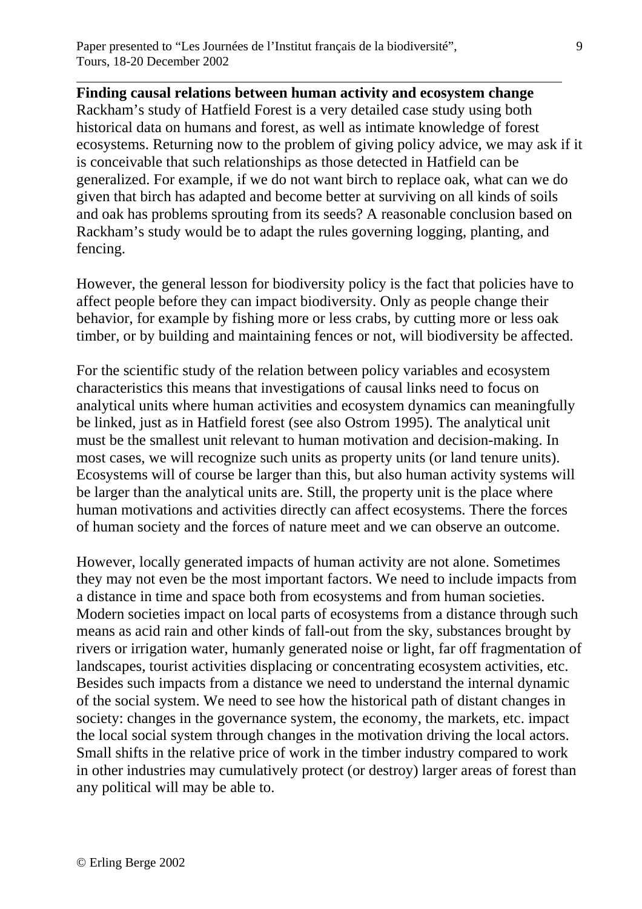**Finding causal relations between human activity and ecosystem change**

Rackham's study of Hatfield Forest is a very detailed case study using both historical data on humans and forest, as well as intimate knowledge of forest ecosystems. Returning now to the problem of giving policy advice, we may ask if it is conceivable that such relationships as those detected in Hatfield can be generalized. For example, if we do not want birch to replace oak, what can we do given that birch has adapted and become better at surviving on all kinds of soils and oak has problems sprouting from its seeds? A reasonable conclusion based on Rackham's study would be to adapt the rules governing logging, planting, and fencing.

However, the general lesson for biodiversity policy is the fact that policies have to affect people before they can impact biodiversity. Only as people change their behavior, for example by fishing more or less crabs, by cutting more or less oak timber, or by building and maintaining fences or not, will biodiversity be affected.

For the scientific study of the relation between policy variables and ecosystem characteristics this means that investigations of causal links need to focus on analytical units where human activities and ecosystem dynamics can meaningfully be linked, just as in Hatfield forest (see also Ostrom 1995). The analytical unit must be the smallest unit relevant to human motivation and decision-making. In most cases, we will recognize such units as property units (or land tenure units). Ecosystems will of course be larger than this, but also human activity systems will be larger than the analytical units are. Still, the property unit is the place where human motivations and activities directly can affect ecosystems. There the forces of human society and the forces of nature meet and we can observe an outcome.

However, locally generated impacts of human activity are not alone. Sometimes they may not even be the most important factors. We need to include impacts from a distance in time and space both from ecosystems and from human societies. Modern societies impact on local parts of ecosystems from a distance through such means as acid rain and other kinds of fall-out from the sky, substances brought by rivers or irrigation water, humanly generated noise or light, far off fragmentation of landscapes, tourist activities displacing or concentrating ecosystem activities, etc. Besides such impacts from a distance we need to understand the internal dynamic of the social system. We need to see how the historical path of distant changes in society: changes in the governance system, the economy, the markets, etc. impact the local social system through changes in the motivation driving the local actors. Small shifts in the relative price of work in the timber industry compared to work in other industries may cumulatively protect (or destroy) larger areas of forest than any political will may be able to.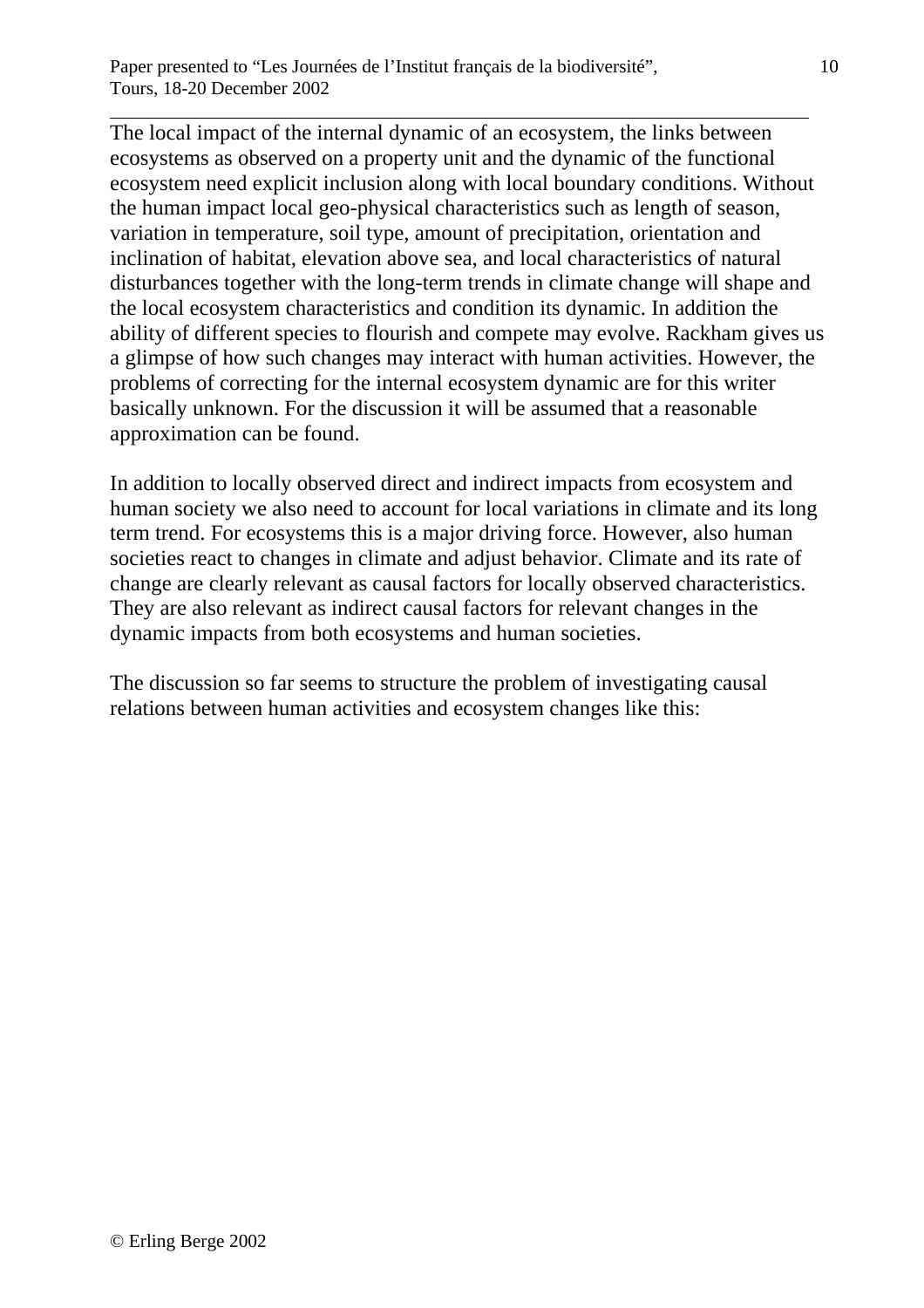The local impact of the internal dynamic of an ecosystem, the links between ecosystems as observed on a property unit and the dynamic of the functional ecosystem need explicit inclusion along with local boundary conditions. Without the human impact local geo-physical characteristics such as length of season, variation in temperature, soil type, amount of precipitation, orientation and inclination of habitat, elevation above sea, and local characteristics of natural disturbances together with the long-term trends in climate change will shape and the local ecosystem characteristics and condition its dynamic. In addition the ability of different species to flourish and compete may evolve. Rackham gives us a glimpse of how such changes may interact with human activities. However, the problems of correcting for the internal ecosystem dynamic are for this writer basically unknown. For the discussion it will be assumed that a reasonable approximation can be found.

In addition to locally observed direct and indirect impacts from ecosystem and human society we also need to account for local variations in climate and its long term trend. For ecosystems this is a major driving force. However, also human societies react to changes in climate and adjust behavior. Climate and its rate of change are clearly relevant as causal factors for locally observed characteristics. They are also relevant as indirect causal factors for relevant changes in the dynamic impacts from both ecosystems and human societies.

The discussion so far seems to structure the problem of investigating causal relations between human activities and ecosystem changes like this: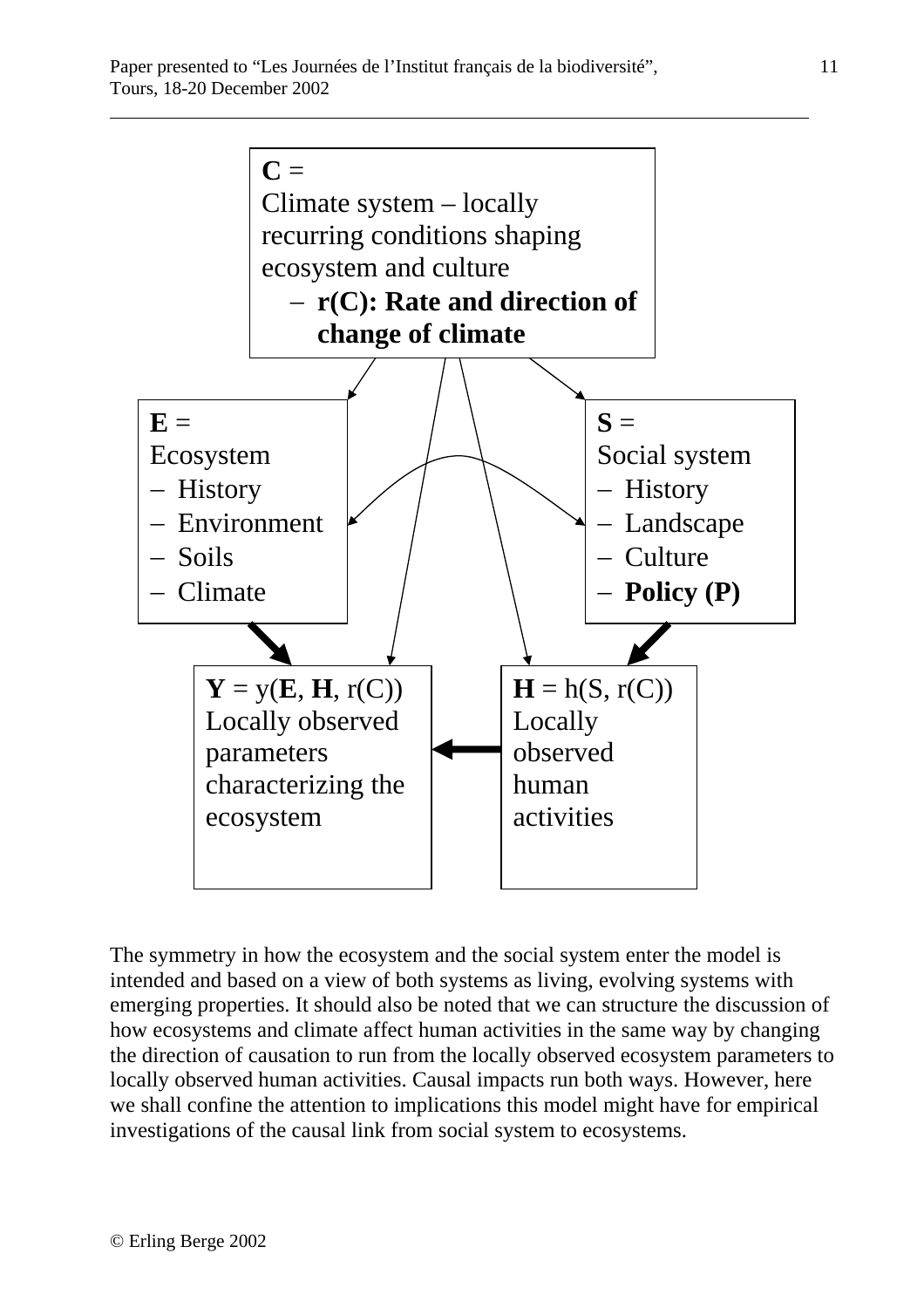**C** =
Climate system – locally recurring conditions shaping ecosystem and culture

- **r(C): Rate and direction of change of climate**

**E** =
Ecosystem

- History
- Environment
- Soils
- Climate

**S** =
Social system

- History
- Landscape
- Culture
- **Policy (P)**

**Y** = y(**E**, **H**, r(C))
Locally observed parameters characterizing the ecosystem

**H** = h(S, r(C))
Locally observed human activities

The symmetry in how the ecosystem and the social system enter the model is intended and based on a view of both systems as living, evolving systems with emerging properties. It should also be noted that we can structure the discussion of how ecosystems and climate affect human activities in the same way by changing the direction of causation to run from the locally observed ecosystem parameters to locally observed human activities. Causal impacts run both ways. However, here we shall confine the attention to implications this model might have for empirical investigations of the causal link from social system to ecosystems.

© Erling Berge 2002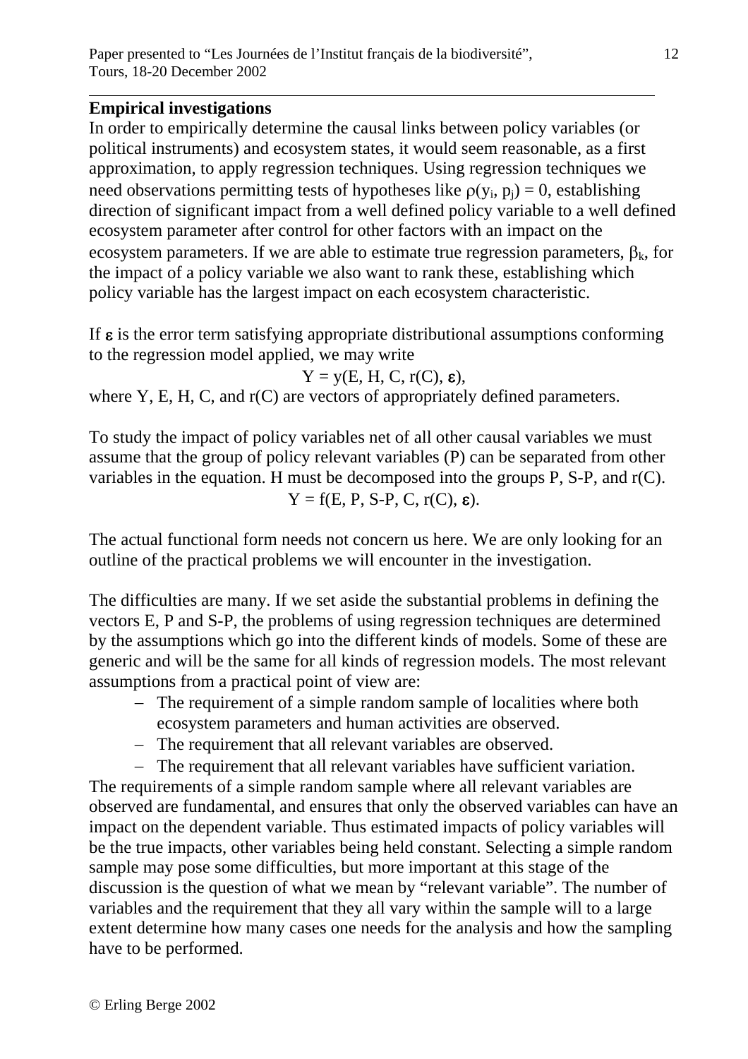## Empirical investigations

In order to empirically determine the causal links between policy variables (or political instruments) and ecosystem states, it would seem reasonable, as a first approximation, to apply regression techniques. Using regression techniques we need observations permitting tests of hypotheses like $\rho(y_i, p_j) = 0$, establishing direction of significant impact from a well defined policy variable to a well defined ecosystem parameter after control for other factors with an impact on the ecosystem parameters. If we are able to estimate true regression parameters, $\beta_k$, for the impact of a policy variable we also want to rank these, establishing which policy variable has the largest impact on each ecosystem characteristic.

If $\varepsilon$ is the error term satisfying appropriate distributional assumptions conforming to the regression model applied, we may write

$$Y = y(E, H, C, r(C), \varepsilon),$$

where Y, E, H, C, and r(C) are vectors of appropriately defined parameters.

To study the impact of policy variables net of all other causal variables we must assume that the group of policy relevant variables (P) can be separated from other variables in the equation. H must be decomposed into the groups P, S-P, and r(C).

$$Y = f(E, P, S\text{-}P, C, r(C), \varepsilon).$$

The actual functional form needs not concern us here. We are only looking for an outline of the practical problems we will encounter in the investigation.

The difficulties are many. If we set aside the substantial problems in defining the vectors E, P and S-P, the problems of using regression techniques are determined by the assumptions which go into the different kinds of models. Some of these are generic and will be the same for all kinds of regression models. The most relevant assumptions from a practical point of view are:

- The requirement of a simple random sample of localities where both ecosystem parameters and human activities are observed.
- The requirement that all relevant variables are observed.
- The requirement that all relevant variables have sufficient variation.

The requirements of a simple random sample where all relevant variables are observed are fundamental, and ensures that only the observed variables can have an impact on the dependent variable. Thus estimated impacts of policy variables will be the true impacts, other variables being held constant. Selecting a simple random sample may pose some difficulties, but more important at this stage of the discussion is the question of what we mean by "relevant variable". The number of variables and the requirement that they all vary within the sample will to a large extent determine how many cases one needs for the analysis and how the sampling have to be performed.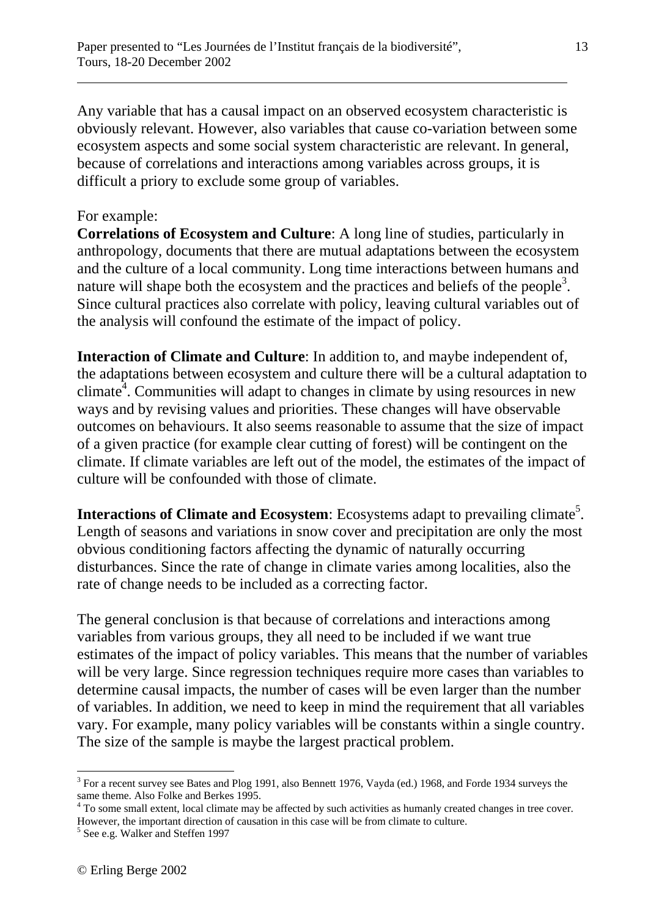Any variable that has a causal impact on an observed ecosystem characteristic is obviously relevant. However, also variables that cause co-variation between some ecosystem aspects and some social system characteristic are relevant. In general, because of correlations and interactions among variables across groups, it is difficult a priory to exclude some group of variables.

For example:
**Correlations of Ecosystem and Culture**: A long line of studies, particularly in anthropology, documents that there are mutual adaptations between the ecosystem and the culture of a local community. Long time interactions between humans and nature will shape both the ecosystem and the practices and beliefs of the people[3]. Since cultural practices also correlate with policy, leaving cultural variables out of the analysis will confound the estimate of the impact of policy.

**Interaction of Climate and Culture**: In addition to, and maybe independent of, the adaptations between ecosystem and culture there will be a cultural adaptation to climate[4]. Communities will adapt to changes in climate by using resources in new ways and by revising values and priorities. These changes will have observable outcomes on behaviours. It also seems reasonable to assume that the size of impact of a given practice (for example clear cutting of forest) will be contingent on the climate. If climate variables are left out of the model, the estimates of the impact of culture will be confounded with those of climate.

**Interactions of Climate and Ecosystem**: Ecosystems adapt to prevailing climate[5]. Length of seasons and variations in snow cover and precipitation are only the most obvious conditioning factors affecting the dynamic of naturally occurring disturbances. Since the rate of change in climate varies among localities, also the rate of change needs to be included as a correcting factor.

The general conclusion is that because of correlations and interactions among variables from various groups, they all need to be included if we want true estimates of the impact of policy variables. This means that the number of variables will be very large. Since regression techniques require more cases than variables to determine causal impacts, the number of cases will be even larger than the number of variables. In addition, we need to keep in mind the requirement that all variables vary. For example, many policy variables will be constants within a single country. The size of the sample is maybe the largest practical problem.

[3] For a recent survey see Bates and Plog 1991, also Bennett 1976, Vayda (ed.) 1968, and Forde 1934 surveys the same theme. Also Folke and Berkes 1995.

[4] To some small extent, local climate may be affected by such activities as humanly created changes in tree cover. However, the important direction of causation in this case will be from climate to culture.

[5] See e.g. Walker and Steffen 1997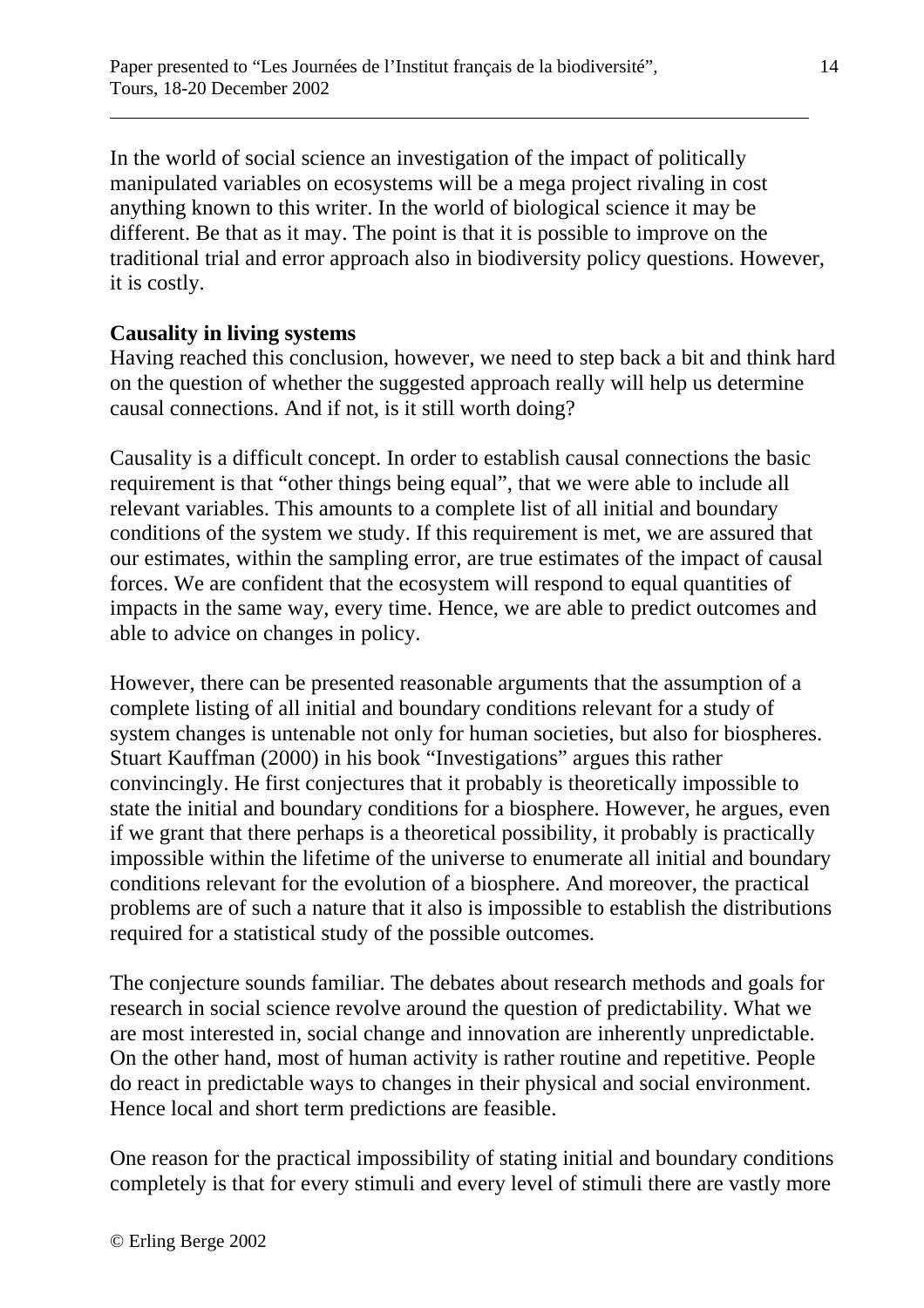In the world of social science an investigation of the impact of politically manipulated variables on ecosystems will be a mega project rivaling in cost anything known to this writer. In the world of biological science it may be different. Be that as it may. The point is that it is possible to improve on the traditional trial and error approach also in biodiversity policy questions. However, it is costly.

**Causality in living systems**

Having reached this conclusion, however, we need to step back a bit and think hard on the question of whether the suggested approach really will help us determine causal connections. And if not, is it still worth doing?

Causality is a difficult concept. In order to establish causal connections the basic requirement is that "other things being equal", that we were able to include all relevant variables. This amounts to a complete list of all initial and boundary conditions of the system we study. If this requirement is met, we are assured that our estimates, within the sampling error, are true estimates of the impact of causal forces. We are confident that the ecosystem will respond to equal quantities of impacts in the same way, every time. Hence, we are able to predict outcomes and able to advice on changes in policy.

However, there can be presented reasonable arguments that the assumption of a complete listing of all initial and boundary conditions relevant for a study of system changes is untenable not only for human societies, but also for biospheres. Stuart Kauffman (2000) in his book "Investigations" argues this rather convincingly. He first conjectures that it probably is theoretically impossible to state the initial and boundary conditions for a biosphere. However, he argues, even if we grant that there perhaps is a theoretical possibility, it probably is practically impossible within the lifetime of the universe to enumerate all initial and boundary conditions relevant for the evolution of a biosphere. And moreover, the practical problems are of such a nature that it also is impossible to establish the distributions required for a statistical study of the possible outcomes.

The conjecture sounds familiar. The debates about research methods and goals for research in social science revolve around the question of predictability. What we are most interested in, social change and innovation are inherently unpredictable. On the other hand, most of human activity is rather routine and repetitive. People do react in predictable ways to changes in their physical and social environment. Hence local and short term predictions are feasible.

One reason for the practical impossibility of stating initial and boundary conditions completely is that for every stimuli and every level of stimuli there are vastly more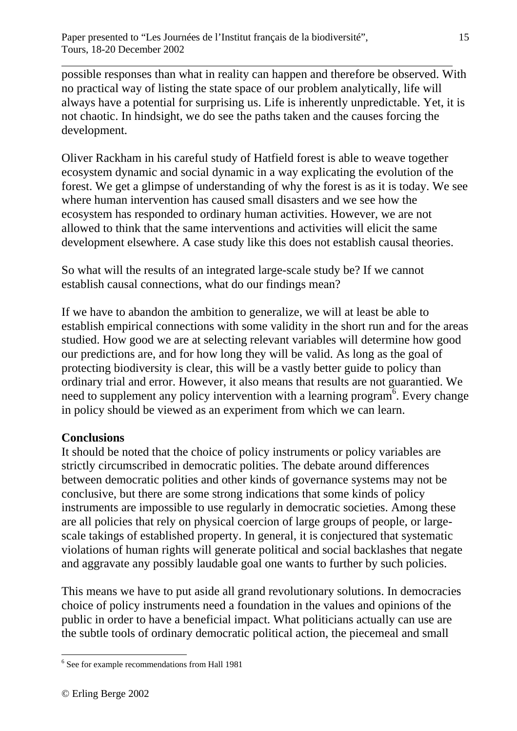possible responses than what in reality can happen and therefore be observed. With no practical way of listing the state space of our problem analytically, life will always have a potential for surprising us. Life is inherently unpredictable. Yet, it is not chaotic. In hindsight, we do see the paths taken and the causes forcing the development.

Oliver Rackham in his careful study of Hatfield forest is able to weave together ecosystem dynamic and social dynamic in a way explicating the evolution of the forest. We get a glimpse of understanding of why the forest is as it is today. We see where human intervention has caused small disasters and we see how the ecosystem has responded to ordinary human activities. However, we are not allowed to think that the same interventions and activities will elicit the same development elsewhere. A case study like this does not establish causal theories.

So what will the results of an integrated large-scale study be? If we cannot establish causal connections, what do our findings mean?

If we have to abandon the ambition to generalize, we will at least be able to establish empirical connections with some validity in the short run and for the areas studied. How good we are at selecting relevant variables will determine how good our predictions are, and for how long they will be valid. As long as the goal of protecting biodiversity is clear, this will be a vastly better guide to policy than ordinary trial and error. However, it also means that results are not guarantied. We need to supplement any policy intervention with a learning program[6]. Every change in policy should be viewed as an experiment from which we can learn.

**Conclusions**

It should be noted that the choice of policy instruments or policy variables are strictly circumscribed in democratic polities. The debate around differences between democratic polities and other kinds of governance systems may not be conclusive, but there are some strong indications that some kinds of policy instruments are impossible to use regularly in democratic societies. Among these are all policies that rely on physical coercion of large groups of people, or large-scale takings of established property. In general, it is conjectured that systematic violations of human rights will generate political and social backlashes that negate and aggravate any possibly laudable goal one wants to further by such policies.

This means we have to put aside all grand revolutionary solutions. In democracies choice of policy instruments need a foundation in the values and opinions of the public in order to have a beneficial impact. What politicians actually can use are the subtle tools of ordinary democratic political action, the piecemeal and small

[6] See for example recommendations from Hall 1981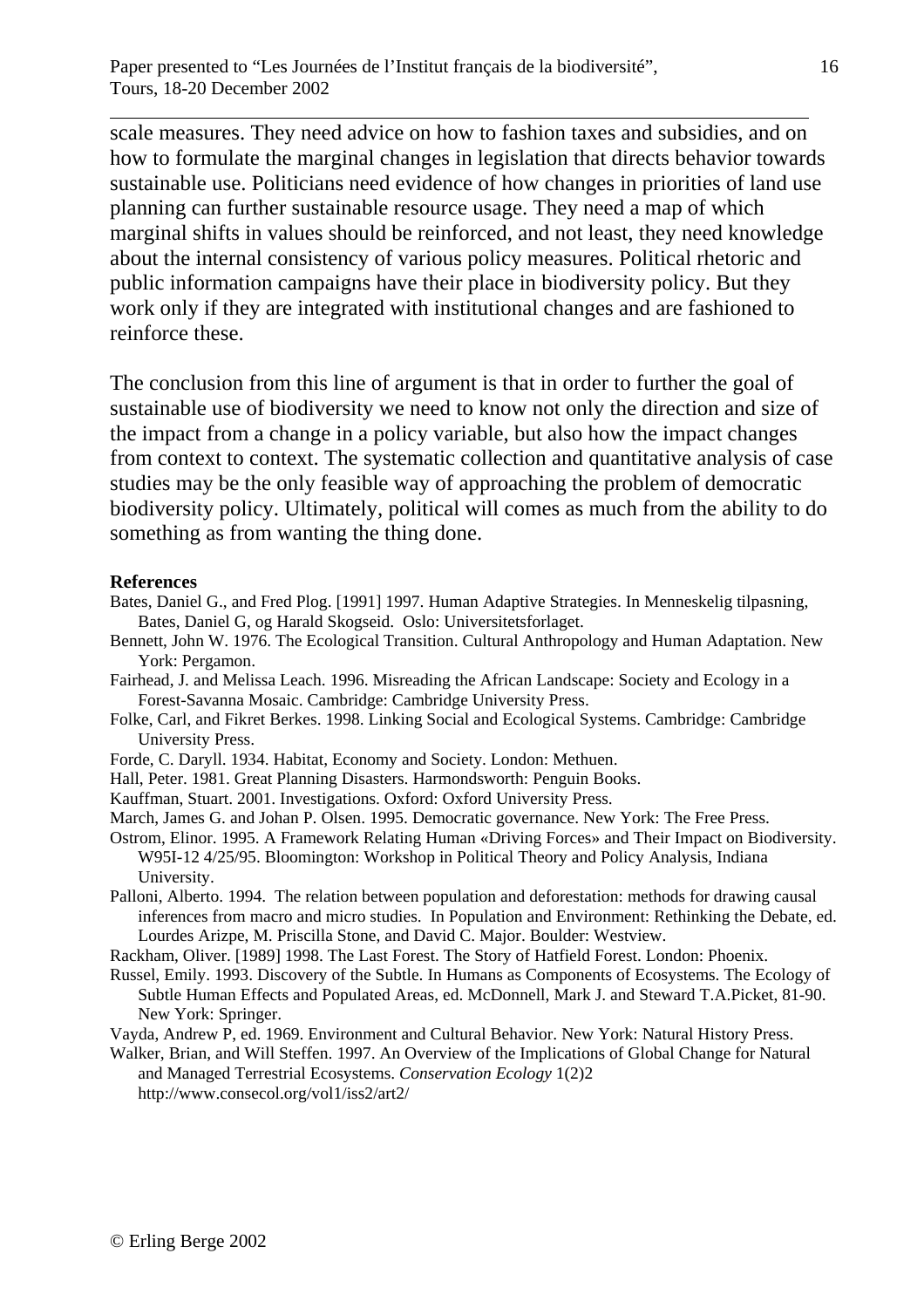scale measures. They need advice on how to fashion taxes and subsidies, and on how to formulate the marginal changes in legislation that directs behavior towards sustainable use. Politicians need evidence of how changes in priorities of land use planning can further sustainable resource usage. They need a map of which marginal shifts in values should be reinforced, and not least, they need knowledge about the internal consistency of various policy measures. Political rhetoric and public information campaigns have their place in biodiversity policy. But they work only if they are integrated with institutional changes and are fashioned to reinforce these.

The conclusion from this line of argument is that in order to further the goal of sustainable use of biodiversity we need to know not only the direction and size of the impact from a change in a policy variable, but also how the impact changes from context to context. The systematic collection and quantitative analysis of case studies may be the only feasible way of approaching the problem of democratic biodiversity policy. Ultimately, political will comes as much from the ability to do something as from wanting the thing done.

**References**

Bates, Daniel G., and Fred Plog. [1991] 1997. Human Adaptive Strategies. In Menneskelig tilpasning, Bates, Daniel G, og Harald Skogseid. Oslo: Universitetsforlaget.

Bennett, John W. 1976. The Ecological Transition. Cultural Anthropology and Human Adaptation. New York: Pergamon.

Fairhead, J. and Melissa Leach. 1996. Misreading the African Landscape: Society and Ecology in a Forest-Savanna Mosaic. Cambridge: Cambridge University Press.

Folke, Carl, and Fikret Berkes. 1998. Linking Social and Ecological Systems. Cambridge: Cambridge University Press.

Forde, C. Daryll. 1934. Habitat, Economy and Society. London: Methuen.

Hall, Peter. 1981. Great Planning Disasters. Harmondsworth: Penguin Books.

Kauffman, Stuart. 2001. Investigations. Oxford: Oxford University Press.

March, James G. and Johan P. Olsen. 1995. Democratic governance. New York: The Free Press.

Ostrom, Elinor. 1995. A Framework Relating Human «Driving Forces» and Their Impact on Biodiversity. W95I-12 4/25/95. Bloomington: Workshop in Political Theory and Policy Analysis, Indiana University.

Palloni, Alberto. 1994. The relation between population and deforestation: methods for drawing causal inferences from macro and micro studies. In Population and Environment: Rethinking the Debate, ed. Lourdes Arizpe, M. Priscilla Stone, and David C. Major. Boulder: Westview.

Rackham, Oliver. [1989] 1998. The Last Forest. The Story of Hatfield Forest. London: Phoenix.

Russel, Emily. 1993. Discovery of the Subtle. In Humans as Components of Ecosystems. The Ecology of Subtle Human Effects and Populated Areas, ed. McDonnell, Mark J. and Steward T.A.Picket, 81-90. New York: Springer.

Vayda, Andrew P, ed. 1969. Environment and Cultural Behavior. New York: Natural History Press.

Walker, Brian, and Will Steffen. 1997. An Overview of the Implications of Global Change for Natural and Managed Terrestrial Ecosystems. *Conservation Ecology* 1(2)2 http://www.consecol.org/vol1/iss2/art2/

© Erling Berge 2002